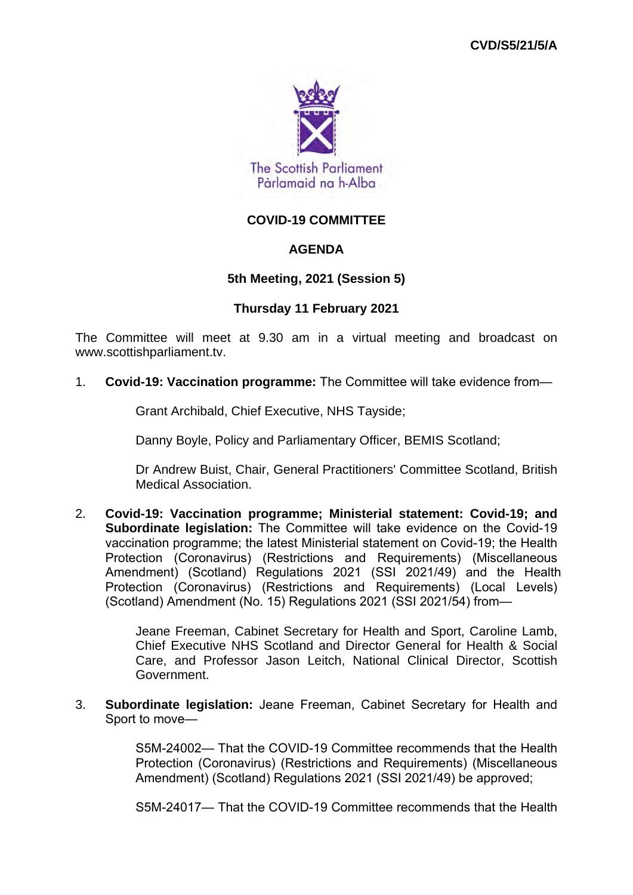CVD/S5/21/5/A

The Scottish Parliament
Pàrlamaid na h-Alba

# COVID-19 COMMITTEE

## AGENDA

### 5th Meeting, 2021 (Session 5)

### Thursday 11 February 2021

The Committee will meet at 9.30 am in a virtual meeting and broadcast on www.scottishparliament.tv.

1. **Covid-19: Vaccination programme:** The Committee will take evidence from—

   Grant Archibald, Chief Executive, NHS Tayside;

   Danny Boyle, Policy and Parliamentary Officer, BEMIS Scotland;

   Dr Andrew Buist, Chair, General Practitioners' Committee Scotland, British Medical Association.

2. **Covid-19: Vaccination programme; Ministerial statement: Covid-19; and Subordinate legislation:** The Committee will take evidence on the Covid-19 vaccination programme; the latest Ministerial statement on Covid-19; the Health Protection (Coronavirus) (Restrictions and Requirements) (Miscellaneous Amendment) (Scotland) Regulations 2021 (SSI 2021/49) and the Health Protection (Coronavirus) (Restrictions and Requirements) (Local Levels) (Scotland) Amendment (No. 15) Regulations 2021 (SSI 2021/54) from—

   Jeane Freeman, Cabinet Secretary for Health and Sport, Caroline Lamb, Chief Executive NHS Scotland and Director General for Health & Social Care, and Professor Jason Leitch, National Clinical Director, Scottish Government.

3. **Subordinate legislation:** Jeane Freeman, Cabinet Secretary for Health and Sport to move—

   S5M-24002— That the COVID-19 Committee recommends that the Health Protection (Coronavirus) (Restrictions and Requirements) (Miscellaneous Amendment) (Scotland) Regulations 2021 (SSI 2021/49) be approved;

   S5M-24017— That the COVID-19 Committee recommends that the Health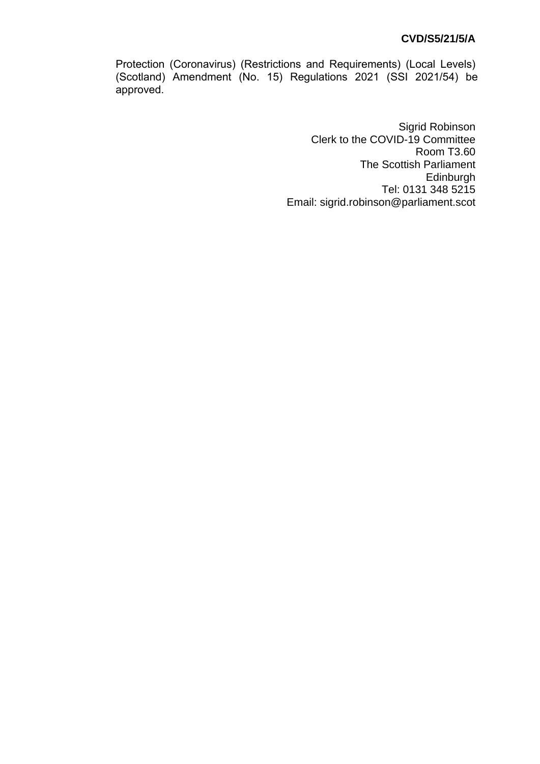Protection (Coronavirus) (Restrictions and Requirements) (Local Levels) (Scotland) Amendment (No. 15) Regulations 2021 (SSI 2021/54) be approved.

Sigrid Robinson
Clerk to the COVID-19 Committee
Room T3.60
The Scottish Parliament
Edinburgh
Tel: 0131 348 5215
Email: sigrid.robinson@parliament.scot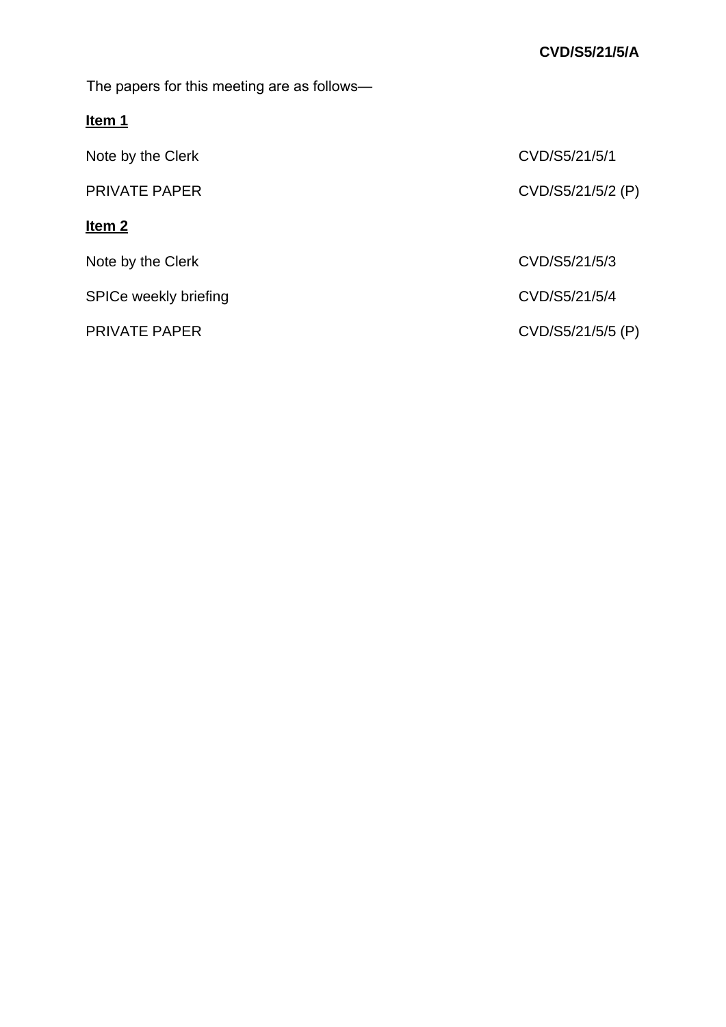**CVD/S5/21/5/A**

The papers for this meeting are as follows—

**Item 1**

| | |
|---|---|
| Note by the Clerk | CVD/S5/21/5/1 |
| PRIVATE PAPER | CVD/S5/21/5/2 (P) |

**Item 2**

| | |
|---|---|
| Note by the Clerk | CVD/S5/21/5/3 |
| SPICe weekly briefing | CVD/S5/21/5/4 |
| PRIVATE PAPER | CVD/S5/21/5/5 (P) |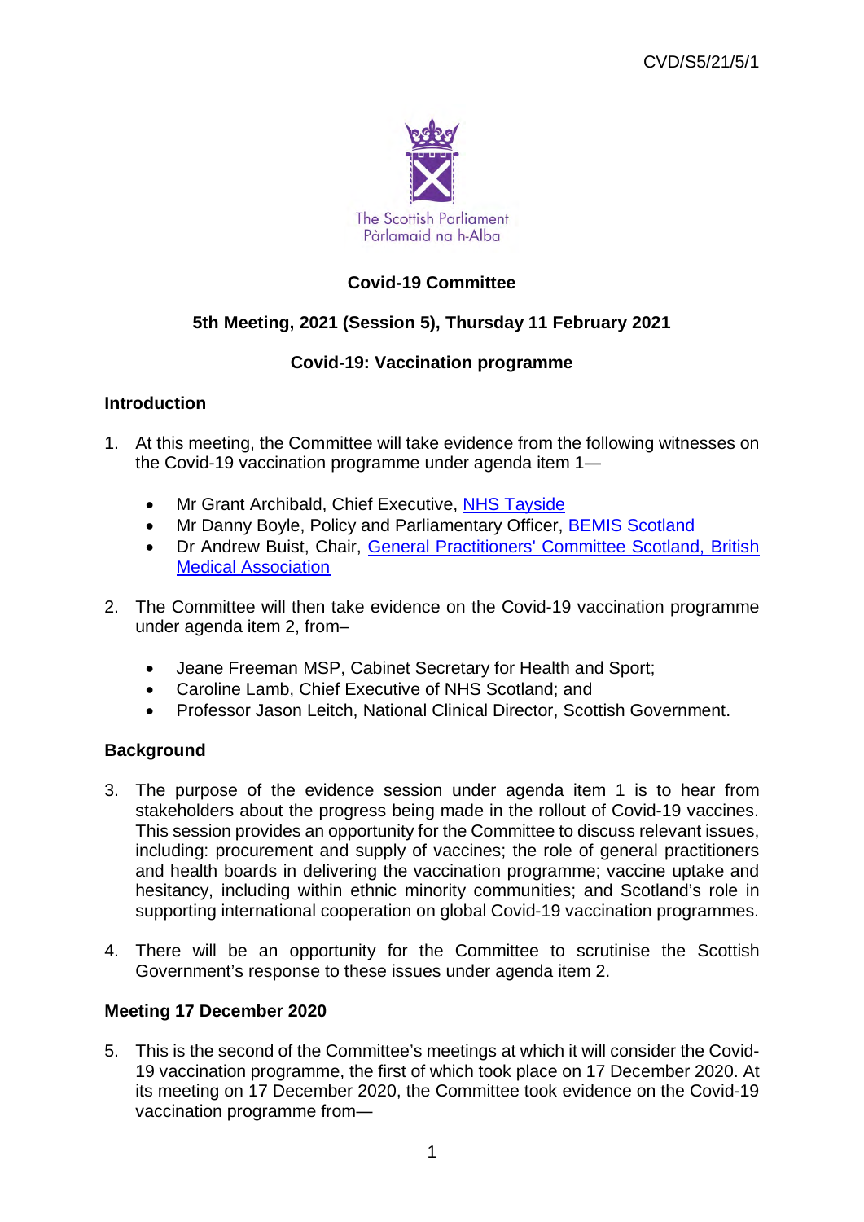CVD/S5/21/5/1

The Scottish Parliament
Pàrlamaid na h-Alba

## Covid-19 Committee

### 5th Meeting, 2021 (Session 5), Thursday 11 February 2021

### Covid-19: Vaccination programme

**Introduction**

1. At this meeting, the Committee will take evidence from the following witnesses on the Covid-19 vaccination programme under agenda item 1—

   - Mr Grant Archibald, Chief Executive, NHS Tayside
   - Mr Danny Boyle, Policy and Parliamentary Officer, BEMIS Scotland
   - Dr Andrew Buist, Chair, General Practitioners' Committee Scotland, British Medical Association

2. The Committee will then take evidence on the Covid-19 vaccination programme under agenda item 2, from–

   - Jeane Freeman MSP, Cabinet Secretary for Health and Sport;
   - Caroline Lamb, Chief Executive of NHS Scotland; and
   - Professor Jason Leitch, National Clinical Director, Scottish Government.

**Background**

3. The purpose of the evidence session under agenda item 1 is to hear from stakeholders about the progress being made in the rollout of Covid-19 vaccines. This session provides an opportunity for the Committee to discuss relevant issues, including: procurement and supply of vaccines; the role of general practitioners and health boards in delivering the vaccination programme; vaccine uptake and hesitancy, including within ethnic minority communities; and Scotland's role in supporting international cooperation on global Covid-19 vaccination programmes.

4. There will be an opportunity for the Committee to scrutinise the Scottish Government's response to these issues under agenda item 2.

**Meeting 17 December 2020**

5. This is the second of the Committee's meetings at which it will consider the Covid-19 vaccination programme, the first of which took place on 17 December 2020. At its meeting on 17 December 2020, the Committee took evidence on the Covid-19 vaccination programme from—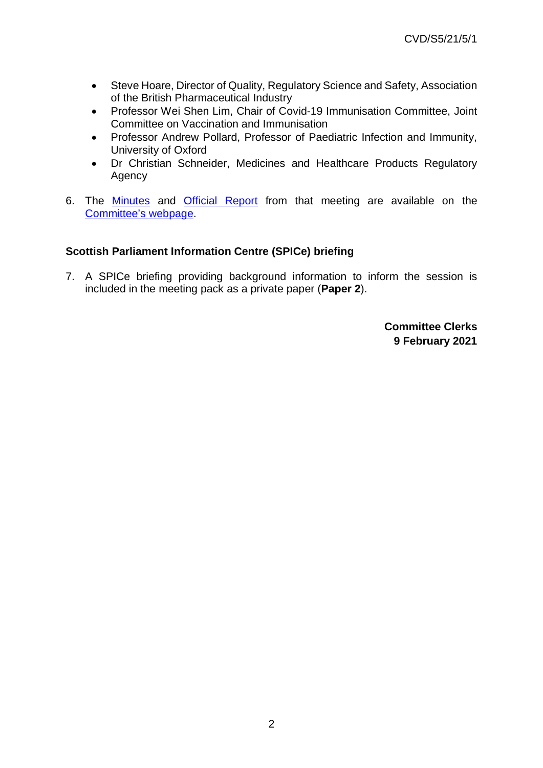- Steve Hoare, Director of Quality, Regulatory Science and Safety, Association of the British Pharmaceutical Industry
- Professor Wei Shen Lim, Chair of Covid-19 Immunisation Committee, Joint Committee on Vaccination and Immunisation
- Professor Andrew Pollard, Professor of Paediatric Infection and Immunity, University of Oxford
- Dr Christian Schneider, Medicines and Healthcare Products Regulatory Agency

6. The Minutes and Official Report from that meeting are available on the Committee's webpage.

**Scottish Parliament Information Centre (SPICe) briefing**

7. A SPICe briefing providing background information to inform the session is included in the meeting pack as a private paper (**Paper 2**).

**Committee Clerks**
**9 February 2021**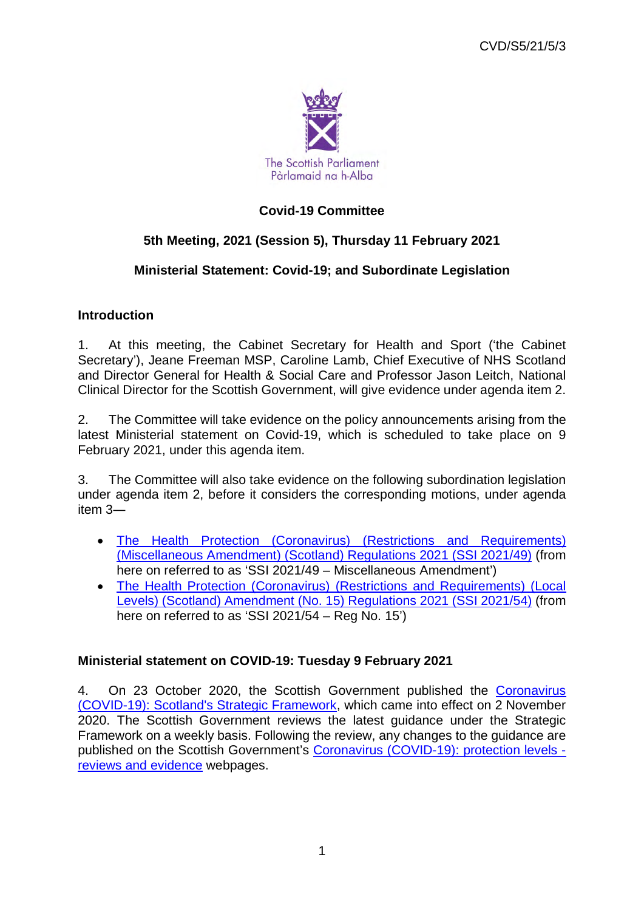CVD/S5/21/5/3

The Scottish Parliament
Pàrlamaid na h-Alba

**Covid-19 Committee**

**5th Meeting, 2021 (Session 5), Thursday 11 February 2021**

**Ministerial Statement: Covid-19; and Subordinate Legislation**

## Introduction

1. At this meeting, the Cabinet Secretary for Health and Sport ('the Cabinet Secretary'), Jeane Freeman MSP, Caroline Lamb, Chief Executive of NHS Scotland and Director General for Health & Social Care and Professor Jason Leitch, National Clinical Director for the Scottish Government, will give evidence under agenda item 2.

2. The Committee will take evidence on the policy announcements arising from the latest Ministerial statement on Covid-19, which is scheduled to take place on 9 February 2021, under this agenda item.

3. The Committee will also take evidence on the following subordination legislation under agenda item 2, before it considers the corresponding motions, under agenda item 3—

- The Health Protection (Coronavirus) (Restrictions and Requirements) (Miscellaneous Amendment) (Scotland) Regulations 2021 (SSI 2021/49) (from here on referred to as 'SSI 2021/49 – Miscellaneous Amendment')
- The Health Protection (Coronavirus) (Restrictions and Requirements) (Local Levels) (Scotland) Amendment (No. 15) Regulations 2021 (SSI 2021/54) (from here on referred to as 'SSI 2021/54 – Reg No. 15')

## Ministerial statement on COVID-19: Tuesday 9 February 2021

4. On 23 October 2020, the Scottish Government published the Coronavirus (COVID-19): Scotland's Strategic Framework, which came into effect on 2 November 2020. The Scottish Government reviews the latest guidance under the Strategic Framework on a weekly basis. Following the review, any changes to the guidance are published on the Scottish Government's Coronavirus (COVID-19): protection levels - reviews and evidence webpages.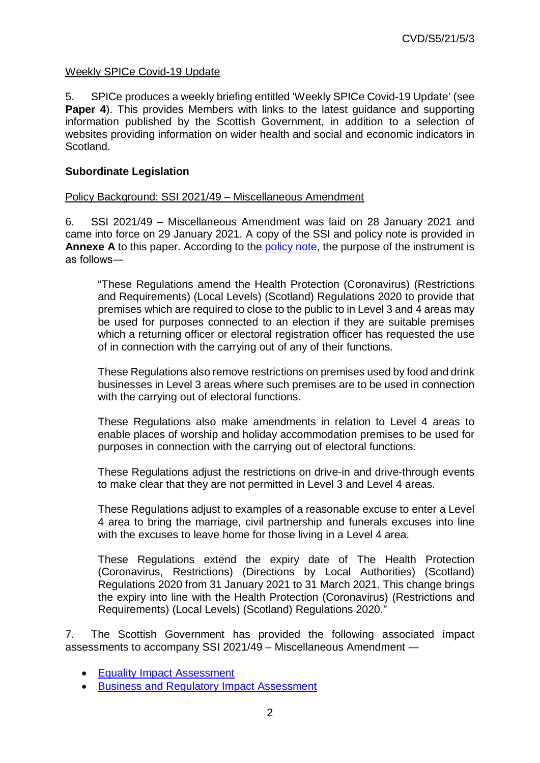Weekly SPICe Covid-19 Update

5. SPICe produces a weekly briefing entitled 'Weekly SPICe Covid-19 Update' (see **Paper 4**). This provides Members with links to the latest guidance and supporting information published by the Scottish Government, in addition to a selection of websites providing information on wider health and social and economic indicators in Scotland.

## Subordinate Legislation

Policy Background: SSI 2021/49 – Miscellaneous Amendment

6. SSI 2021/49 – Miscellaneous Amendment was laid on 28 January 2021 and came into force on 29 January 2021. A copy of the SSI and policy note is provided in **Annexe A** to this paper. According to the policy note, the purpose of the instrument is as follows—

> "These Regulations amend the Health Protection (Coronavirus) (Restrictions and Requirements) (Local Levels) (Scotland) Regulations 2020 to provide that premises which are required to close to the public to in Level 3 and 4 areas may be used for purposes connected to an election if they are suitable premises which a returning officer or electoral registration officer has requested the use of in connection with the carrying out of any of their functions.
>
> These Regulations also remove restrictions on premises used by food and drink businesses in Level 3 areas where such premises are to be used in connection with the carrying out of electoral functions.
>
> These Regulations also make amendments in relation to Level 4 areas to enable places of worship and holiday accommodation premises to be used for purposes in connection with the carrying out of electoral functions.
>
> These Regulations adjust the restrictions on drive-in and drive-through events to make clear that they are not permitted in Level 3 and Level 4 areas.
>
> These Regulations adjust to examples of a reasonable excuse to enter a Level 4 area to bring the marriage, civil partnership and funerals excuses into line with the excuses to leave home for those living in a Level 4 area.
>
> These Regulations extend the expiry date of The Health Protection (Coronavirus, Restrictions) (Directions by Local Authorities) (Scotland) Regulations 2020 from 31 January 2021 to 31 March 2021. This change brings the expiry into line with the Health Protection (Coronavirus) (Restrictions and Requirements) (Local Levels) (Scotland) Regulations 2020."

7. The Scottish Government has provided the following associated impact assessments to accompany SSI 2021/49 – Miscellaneous Amendment —

- Equality Impact Assessment
- Business and Regulatory Impact Assessment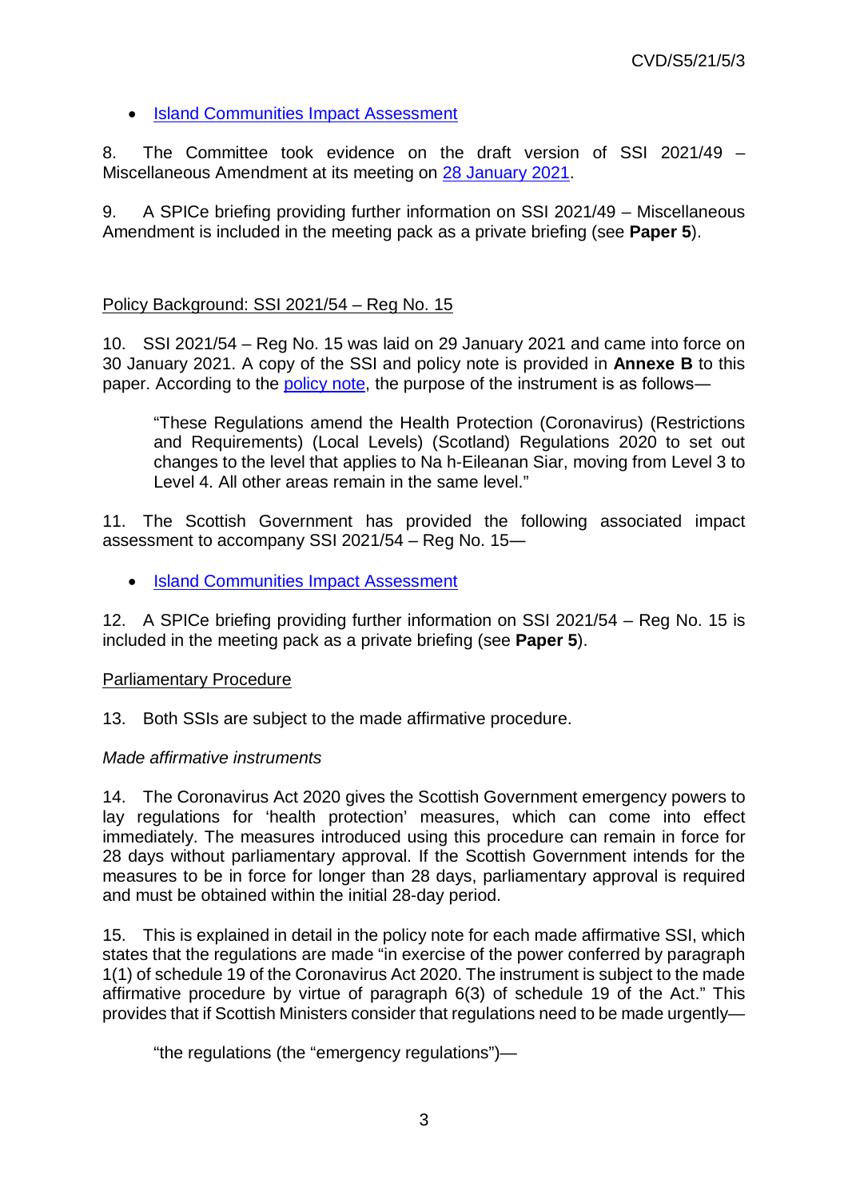- Island Communities Impact Assessment

8. The Committee took evidence on the draft version of SSI 2021/49 – Miscellaneous Amendment at its meeting on 28 January 2021.

9. A SPICe briefing providing further information on SSI 2021/49 – Miscellaneous Amendment is included in the meeting pack as a private briefing (see **Paper 5**).

Policy Background: SSI 2021/54 – Reg No. 15

10. SSI 2021/54 – Reg No. 15 was laid on 29 January 2021 and came into force on 30 January 2021. A copy of the SSI and policy note is provided in **Annexe B** to this paper. According to the policy note, the purpose of the instrument is as follows—

> "These Regulations amend the Health Protection (Coronavirus) (Restrictions and Requirements) (Local Levels) (Scotland) Regulations 2020 to set out changes to the level that applies to Na h-Eileanan Siar, moving from Level 3 to Level 4. All other areas remain in the same level."

11. The Scottish Government has provided the following associated impact assessment to accompany SSI 2021/54 – Reg No. 15—

- Island Communities Impact Assessment

12. A SPICe briefing providing further information on SSI 2021/54 – Reg No. 15 is included in the meeting pack as a private briefing (see **Paper 5**).

Parliamentary Procedure

13. Both SSIs are subject to the made affirmative procedure.

*Made affirmative instruments*

14. The Coronavirus Act 2020 gives the Scottish Government emergency powers to lay regulations for 'health protection' measures, which can come into effect immediately. The measures introduced using this procedure can remain in force for 28 days without parliamentary approval. If the Scottish Government intends for the measures to be in force for longer than 28 days, parliamentary approval is required and must be obtained within the initial 28-day period.

15. This is explained in detail in the policy note for each made affirmative SSI, which states that the regulations are made "in exercise of the power conferred by paragraph 1(1) of schedule 19 of the Coronavirus Act 2020. The instrument is subject to the made affirmative procedure by virtue of paragraph 6(3) of schedule 19 of the Act." This provides that if Scottish Ministers consider that regulations need to be made urgently—

> "the regulations (the "emergency regulations")—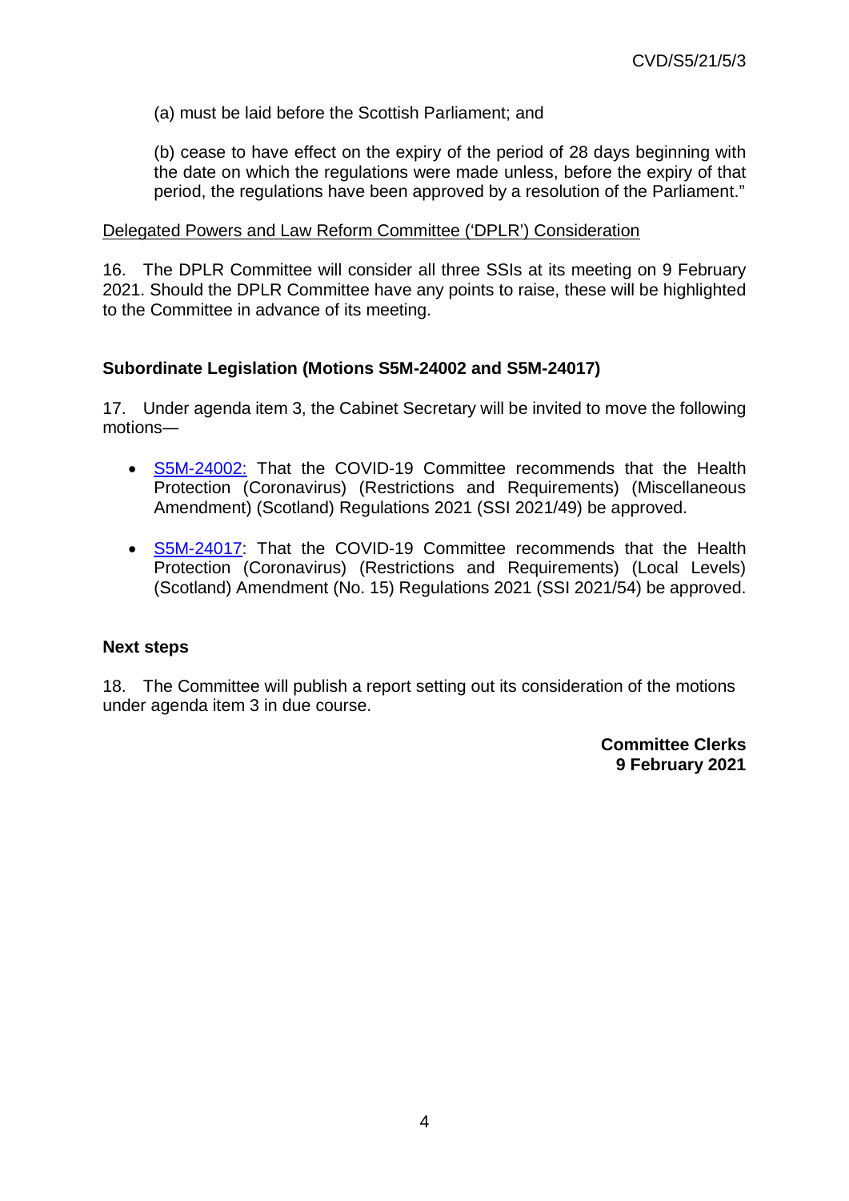(a) must be laid before the Scottish Parliament; and

(b) cease to have effect on the expiry of the period of 28 days beginning with the date on which the regulations were made unless, before the expiry of that period, the regulations have been approved by a resolution of the Parliament."

Delegated Powers and Law Reform Committee ('DPLR') Consideration

16. The DPLR Committee will consider all three SSIs at its meeting on 9 February 2021. Should the DPLR Committee have any points to raise, these will be highlighted to the Committee in advance of its meeting.

**Subordinate Legislation (Motions S5M-24002 and S5M-24017)**

17. Under agenda item 3, the Cabinet Secretary will be invited to move the following motions—

- S5M-24002: That the COVID-19 Committee recommends that the Health Protection (Coronavirus) (Restrictions and Requirements) (Miscellaneous Amendment) (Scotland) Regulations 2021 (SSI 2021/49) be approved.
- S5M-24017: That the COVID-19 Committee recommends that the Health Protection (Coronavirus) (Restrictions and Requirements) (Local Levels) (Scotland) Amendment (No. 15) Regulations 2021 (SSI 2021/54) be approved.

**Next steps**

18. The Committee will publish a report setting out its consideration of the motions under agenda item 3 in due course.

**Committee Clerks**
**9 February 2021**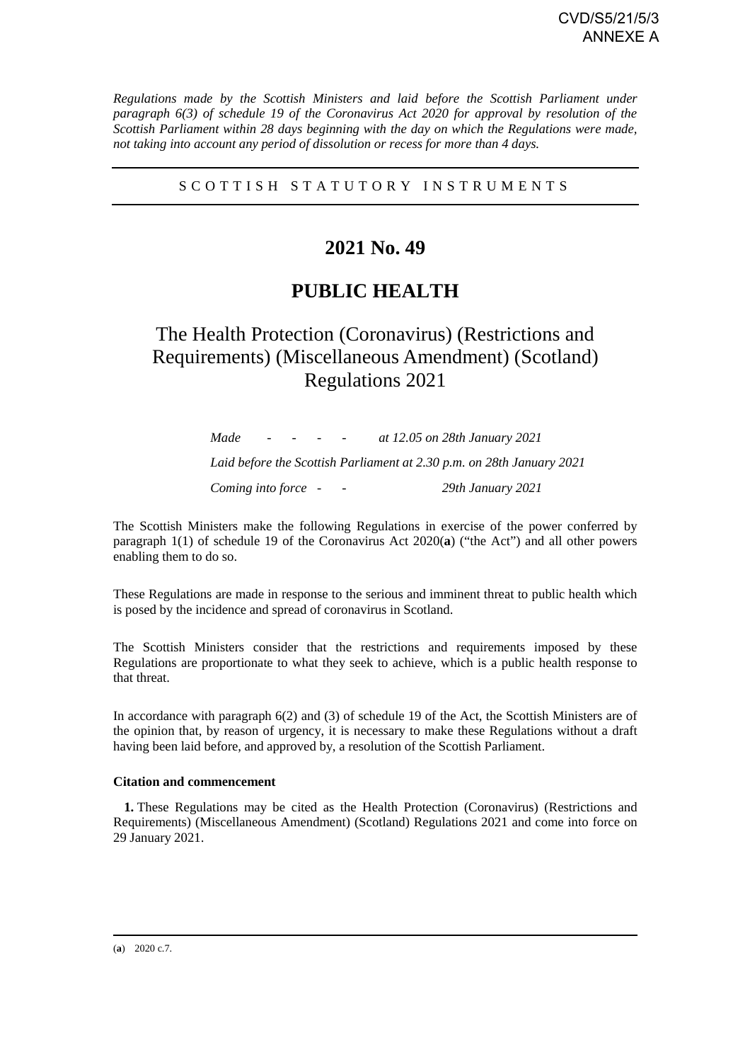CVD/S5/21/5/3
ANNEXE A

*Regulations made by the Scottish Ministers and laid before the Scottish Parliament under paragraph 6(3) of schedule 19 of the Coronavirus Act 2020 for approval by resolution of the Scottish Parliament within 28 days beginning with the day on which the Regulations were made, not taking into account any period of dissolution or recess for more than 4 days.*

---

S C O T T I S H   S T A T U T O R Y   I N S T R U M E N T S

---

# 2021 No. 49

# PUBLIC HEALTH

## The Health Protection (Coronavirus) (Restrictions and Requirements) (Miscellaneous Amendment) (Scotland) Regulations 2021

*Made - - - - at 12.05 on 28th January 2021*

*Laid before the Scottish Parliament at 2.30 p.m. on 28th January 2021*

*Coming into force - - 29th January 2021*

The Scottish Ministers make the following Regulations in exercise of the power conferred by paragraph 1(1) of schedule 19 of the Coronavirus Act 2020(**a**) ("the Act") and all other powers enabling them to do so.

These Regulations are made in response to the serious and imminent threat to public health which is posed by the incidence and spread of coronavirus in Scotland.

The Scottish Ministers consider that the restrictions and requirements imposed by these Regulations are proportionate to what they seek to achieve, which is a public health response to that threat.

In accordance with paragraph 6(2) and (3) of schedule 19 of the Act, the Scottish Ministers are of the opinion that, by reason of urgency, it is necessary to make these Regulations without a draft having been laid before, and approved by, a resolution of the Scottish Parliament.

**Citation and commencement**

**1.** These Regulations may be cited as the Health Protection (Coronavirus) (Restrictions and Requirements) (Miscellaneous Amendment) (Scotland) Regulations 2021 and come into force on 29 January 2021.

---

(**a**) 2020 c.7.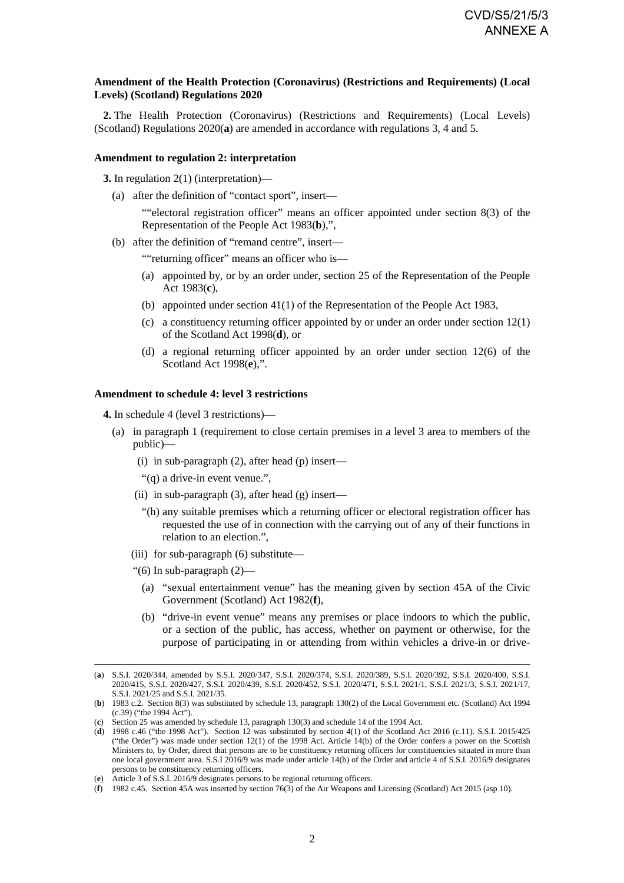**Amendment of the Health Protection (Coronavirus) (Restrictions and Requirements) (Local Levels) (Scotland) Regulations 2020**

**2.** The Health Protection (Coronavirus) (Restrictions and Requirements) (Local Levels) (Scotland) Regulations 2020(**a**) are amended in accordance with regulations 3, 4 and 5.

**Amendment to regulation 2: interpretation**

**3.** In regulation 2(1) (interpretation)—

(a) after the definition of "contact sport", insert—

""electoral registration officer" means an officer appointed under section 8(3) of the Representation of the People Act 1983(**b**),",

(b) after the definition of "remand centre", insert—

""returning officer" means an officer who is—

(a) appointed by, or by an order under, section 25 of the Representation of the People Act 1983(**c**),

(b) appointed under section 41(1) of the Representation of the People Act 1983,

(c) a constituency returning officer appointed by or under an order under section 12(1) of the Scotland Act 1998(**d**), or

(d) a regional returning officer appointed by an order under section 12(6) of the Scotland Act 1998(**e**),".

**Amendment to schedule 4: level 3 restrictions**

**4.** In schedule 4 (level 3 restrictions)—

(a) in paragraph 1 (requirement to close certain premises in a level 3 area to members of the public)—

(i) in sub-paragraph (2), after head (p) insert—

"(q) a drive-in event venue.",

(ii) in sub-paragraph (3), after head (g) insert—

"(h) any suitable premises which a returning officer or electoral registration officer has requested the use of in connection with the carrying out of any of their functions in relation to an election.",

(iii) for sub-paragraph (6) substitute—

"(6) In sub-paragraph (2)—

(a) "sexual entertainment venue" has the meaning given by section 45A of the Civic Government (Scotland) Act 1982(**f**),

(b) "drive-in event venue" means any premises or place indoors to which the public, or a section of the public, has access, whether on payment or otherwise, for the purpose of participating in or attending from within vehicles a drive-in or drive-

---

(**a**) S.S.I. 2020/344, amended by S.S.I. 2020/347, S.S.I. 2020/374, S.S.I. 2020/389, S.S.I. 2020/392, S.S.I. 2020/400, S.S.I. 2020/415, S.S.I. 2020/427, S.S.I. 2020/439, S.S.I. 2020/452, S.S.I. 2020/471, S.S.I. 2021/1, S.S.I. 2021/3, S.S.I. 2021/17, S.S.I. 2021/25 and S.S.I. 2021/35.

(**b**) 1983 c.2. Section 8(3) was substituted by schedule 13, paragraph 130(2) of the Local Government etc. (Scotland) Act 1994 (c.39) ("the 1994 Act").

(**c**) Section 25 was amended by schedule 13, paragraph 130(3) and schedule 14 of the 1994 Act.

(**d**) 1998 c.46 ("the 1998 Act"). Section 12 was substituted by section 4(1) of the Scotland Act 2016 (c.11). S.S.I. 2015/425 ("the Order") was made under section 12(1) of the 1998 Act. Article 14(b) of the Order confers a power on the Scottish Ministers to, by Order, direct that persons are to be constituency returning officers for constituencies situated in more than one local government area. S.S.I 2016/9 was made under article 14(b) of the Order and article 4 of S.S.I. 2016/9 designates persons to be constituency returning officers.

(**e**) Article 3 of S.S.I. 2016/9 designates persons to be regional returning officers.

(**f**) 1982 c.45. Section 45A was inserted by section 76(3) of the Air Weapons and Licensing (Scotland) Act 2015 (asp 10).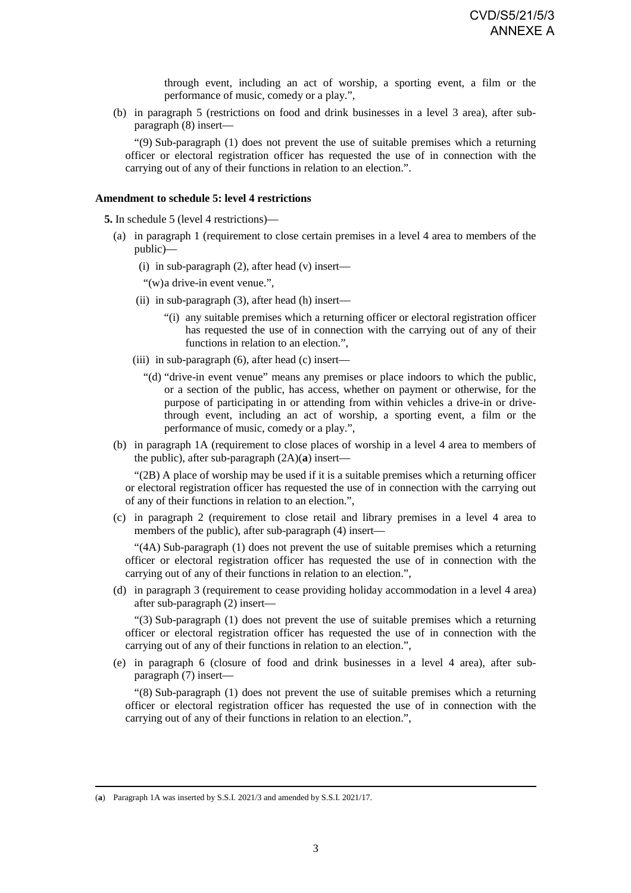through event, including an act of worship, a sporting event, a film or the performance of music, comedy or a play.",

(b) in paragraph 5 (restrictions on food and drink businesses in a level 3 area), after sub-paragraph (8) insert—

"(9) Sub-paragraph (1) does not prevent the use of suitable premises which a returning officer or electoral registration officer has requested the use of in connection with the carrying out of any of their functions in relation to an election.".

**Amendment to schedule 5: level 4 restrictions**

**5.** In schedule 5 (level 4 restrictions)—

(a) in paragraph 1 (requirement to close certain premises in a level 4 area to members of the public)—

(i) in sub-paragraph (2), after head (v) insert—

"(w)a drive-in event venue.",

(ii) in sub-paragraph (3), after head (h) insert—

"(i) any suitable premises which a returning officer or electoral registration officer has requested the use of in connection with the carrying out of any of their functions in relation to an election.",

(iii) in sub-paragraph (6), after head (c) insert—

"(d) "drive-in event venue" means any premises or place indoors to which the public, or a section of the public, has access, whether on payment or otherwise, for the purpose of participating in or attending from within vehicles a drive-in or drive-through event, including an act of worship, a sporting event, a film or the performance of music, comedy or a play.",

(b) in paragraph 1A (requirement to close places of worship in a level 4 area to members of the public), after sub-paragraph (2A)(**a**) insert—

"(2B) A place of worship may be used if it is a suitable premises which a returning officer or electoral registration officer has requested the use of in connection with the carrying out of any of their functions in relation to an election.",

(c) in paragraph 2 (requirement to close retail and library premises in a level 4 area to members of the public), after sub-paragraph (4) insert—

"(4A) Sub-paragraph (1) does not prevent the use of suitable premises which a returning officer or electoral registration officer has requested the use of in connection with the carrying out of any of their functions in relation to an election.",

(d) in paragraph 3 (requirement to cease providing holiday accommodation in a level 4 area) after sub-paragraph (2) insert—

"(3) Sub-paragraph (1) does not prevent the use of suitable premises which a returning officer or electoral registration officer has requested the use of in connection with the carrying out of any of their functions in relation to an election.",

(e) in paragraph 6 (closure of food and drink businesses in a level 4 area), after sub-paragraph (7) insert—

"(8) Sub-paragraph (1) does not prevent the use of suitable premises which a returning officer or electoral registration officer has requested the use of in connection with the carrying out of any of their functions in relation to an election.",

---

(**a**) Paragraph 1A was inserted by S.S.I. 2021/3 and amended by S.S.I. 2021/17.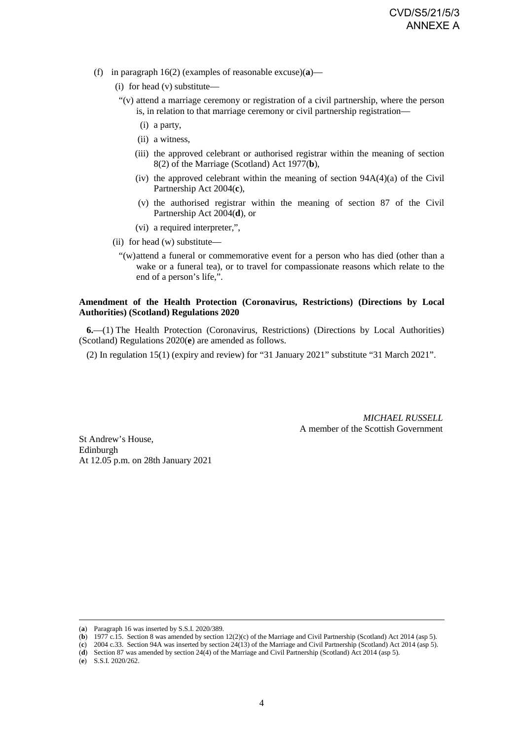(f) in paragraph 16(2) (examples of reasonable excuse)(**a**)—

(i) for head (v) substitute—

"(v) attend a marriage ceremony or registration of a civil partnership, where the person is, in relation to that marriage ceremony or civil partnership registration—

(i) a party,

(ii) a witness,

(iii) the approved celebrant or authorised registrar within the meaning of section 8(2) of the Marriage (Scotland) Act 1977(**b**),

(iv) the approved celebrant within the meaning of section 94A(4)(a) of the Civil Partnership Act 2004(**c**),

(v) the authorised registrar within the meaning of section 87 of the Civil Partnership Act 2004(**d**), or

(vi) a required interpreter,",

(ii) for head (w) substitute—

"(w) attend a funeral or commemorative event for a person who has died (other than a wake or a funeral tea), or to travel for compassionate reasons which relate to the end of a person's life,".

**Amendment of the Health Protection (Coronavirus, Restrictions) (Directions by Local Authorities) (Scotland) Regulations 2020**

**6.**—(1) The Health Protection (Coronavirus, Restrictions) (Directions by Local Authorities) (Scotland) Regulations 2020(**e**) are amended as follows.

(2) In regulation 15(1) (expiry and review) for "31 January 2021" substitute "31 March 2021".

*MICHAEL RUSSELL*
A member of the Scottish Government

St Andrew's House,
Edinburgh
At 12.05 p.m. on 28th January 2021

---

(**a**) Paragraph 16 was inserted by S.S.I. 2020/389.
(**b**) 1977 c.15. Section 8 was amended by section 12(2)(c) of the Marriage and Civil Partnership (Scotland) Act 2014 (asp 5).
(**c**) 2004 c.33. Section 94A was inserted by section 24(13) of the Marriage and Civil Partnership (Scotland) Act 2014 (asp 5).
(**d**) Section 87 was amended by section 24(4) of the Marriage and Civil Partnership (Scotland) Act 2014 (asp 5).
(**e**) S.S.I. 2020/262.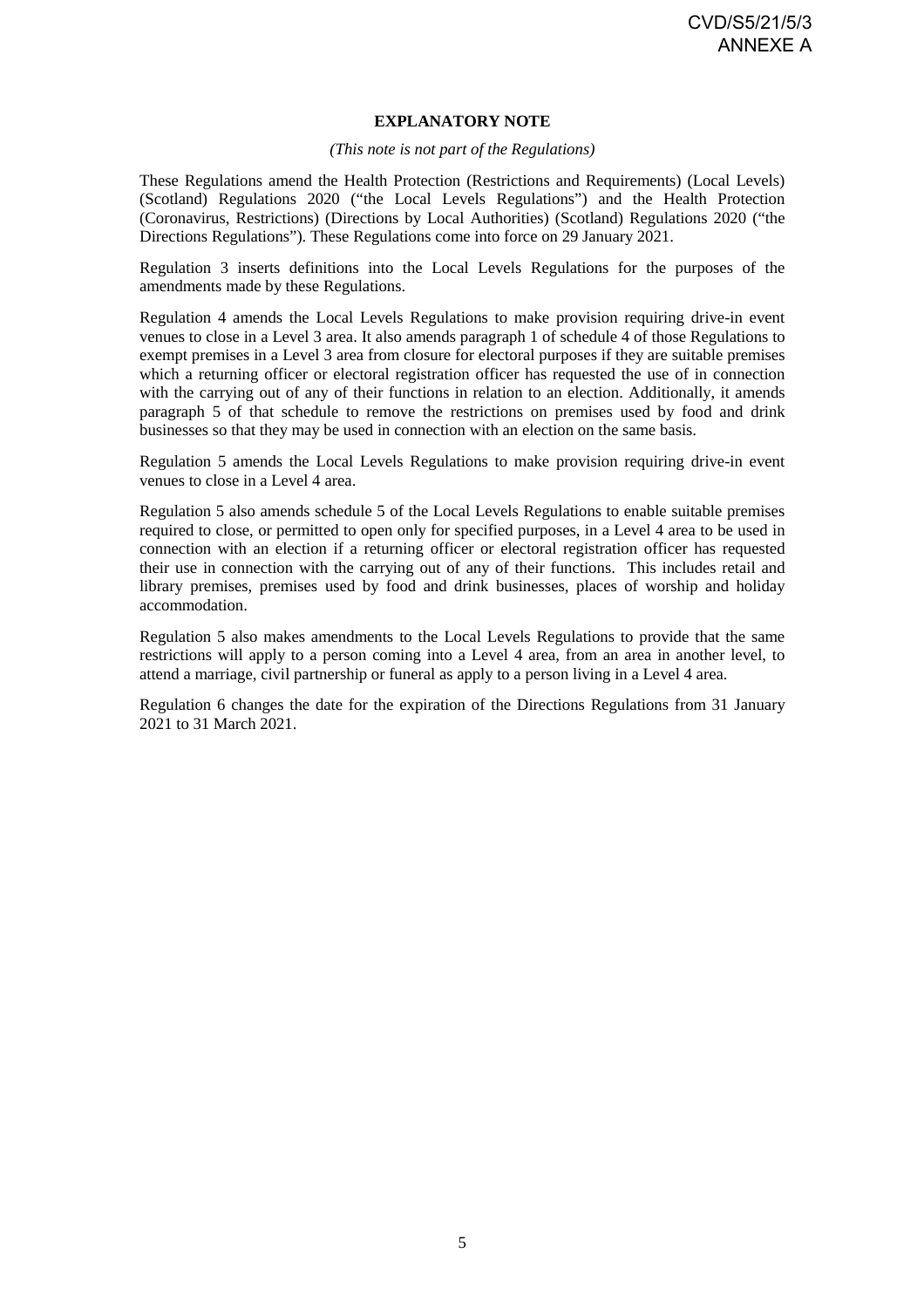CVD/S5/21/5/3
ANNEXE A

## EXPLANATORY NOTE

*(This note is not part of the Regulations)*

These Regulations amend the Health Protection (Restrictions and Requirements) (Local Levels) (Scotland) Regulations 2020 ("the Local Levels Regulations") and the Health Protection (Coronavirus, Restrictions) (Directions by Local Authorities) (Scotland) Regulations 2020 ("the Directions Regulations"). These Regulations come into force on 29 January 2021.

Regulation 3 inserts definitions into the Local Levels Regulations for the purposes of the amendments made by these Regulations.

Regulation 4 amends the Local Levels Regulations to make provision requiring drive-in event venues to close in a Level 3 area. It also amends paragraph 1 of schedule 4 of those Regulations to exempt premises in a Level 3 area from closure for electoral purposes if they are suitable premises which a returning officer or electoral registration officer has requested the use of in connection with the carrying out of any of their functions in relation to an election. Additionally, it amends paragraph 5 of that schedule to remove the restrictions on premises used by food and drink businesses so that they may be used in connection with an election on the same basis.

Regulation 5 amends the Local Levels Regulations to make provision requiring drive-in event venues to close in a Level 4 area.

Regulation 5 also amends schedule 5 of the Local Levels Regulations to enable suitable premises required to close, or permitted to open only for specified purposes, in a Level 4 area to be used in connection with an election if a returning officer or electoral registration officer has requested their use in connection with the carrying out of any of their functions. This includes retail and library premises, premises used by food and drink businesses, places of worship and holiday accommodation.

Regulation 5 also makes amendments to the Local Levels Regulations to provide that the same restrictions will apply to a person coming into a Level 4 area, from an area in another level, to attend a marriage, civil partnership or funeral as apply to a person living in a Level 4 area.

Regulation 6 changes the date for the expiration of the Directions Regulations from 31 January 2021 to 31 March 2021.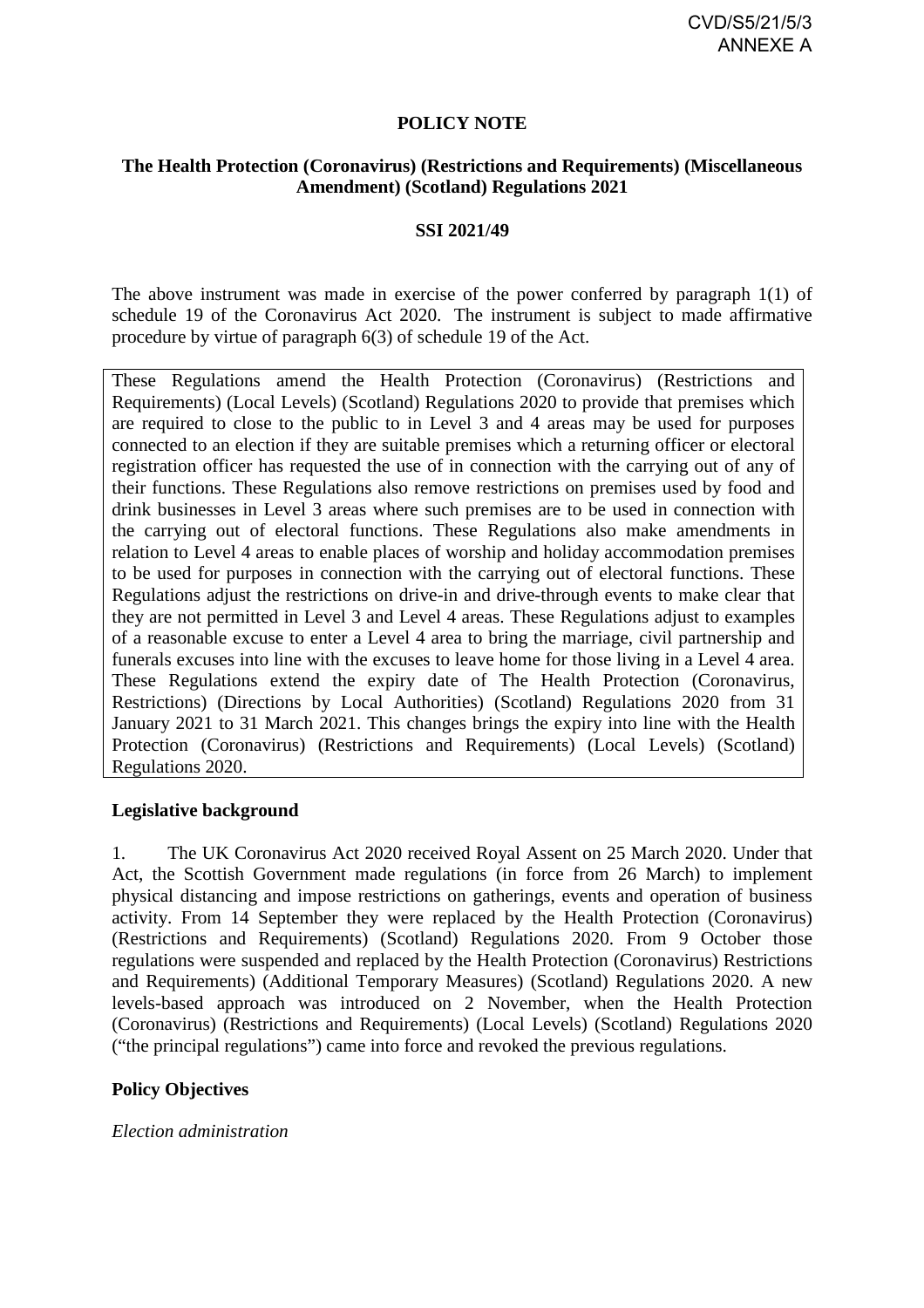CVD/S5/21/5/3
ANNEXE A

**POLICY NOTE**

**The Health Protection (Coronavirus) (Restrictions and Requirements) (Miscellaneous Amendment) (Scotland) Regulations 2021**

**SSI 2021/49**

The above instrument was made in exercise of the power conferred by paragraph 1(1) of schedule 19 of the Coronavirus Act 2020. The instrument is subject to made affirmative procedure by virtue of paragraph 6(3) of schedule 19 of the Act.

> These Regulations amend the Health Protection (Coronavirus) (Restrictions and Requirements) (Local Levels) (Scotland) Regulations 2020 to provide that premises which are required to close to the public to in Level 3 and 4 areas may be used for purposes connected to an election if they are suitable premises which a returning officer or electoral registration officer has requested the use of in connection with the carrying out of any of their functions. These Regulations also remove restrictions on premises used by food and drink businesses in Level 3 areas where such premises are to be used in connection with the carrying out of electoral functions. These Regulations also make amendments in relation to Level 4 areas to enable places of worship and holiday accommodation premises to be used for purposes in connection with the carrying out of electoral functions. These Regulations adjust the restrictions on drive-in and drive-through events to make clear that they are not permitted in Level 3 and Level 4 areas. These Regulations adjust to examples of a reasonable excuse to enter a Level 4 area to bring the marriage, civil partnership and funerals excuses into line with the excuses to leave home for those living in a Level 4 area. These Regulations extend the expiry date of The Health Protection (Coronavirus, Restrictions) (Directions by Local Authorities) (Scotland) Regulations 2020 from 31 January 2021 to 31 March 2021. This changes brings the expiry into line with the Health Protection (Coronavirus) (Restrictions and Requirements) (Local Levels) (Scotland) Regulations 2020.

**Legislative background**

1. The UK Coronavirus Act 2020 received Royal Assent on 25 March 2020. Under that Act, the Scottish Government made regulations (in force from 26 March) to implement physical distancing and impose restrictions on gatherings, events and operation of business activity. From 14 September they were replaced by the Health Protection (Coronavirus) (Restrictions and Requirements) (Scotland) Regulations 2020. From 9 October those regulations were suspended and replaced by the Health Protection (Coronavirus) Restrictions and Requirements) (Additional Temporary Measures) (Scotland) Regulations 2020. A new levels-based approach was introduced on 2 November, when the Health Protection (Coronavirus) (Restrictions and Requirements) (Local Levels) (Scotland) Regulations 2020 ("the principal regulations") came into force and revoked the previous regulations.

**Policy Objectives**

*Election administration*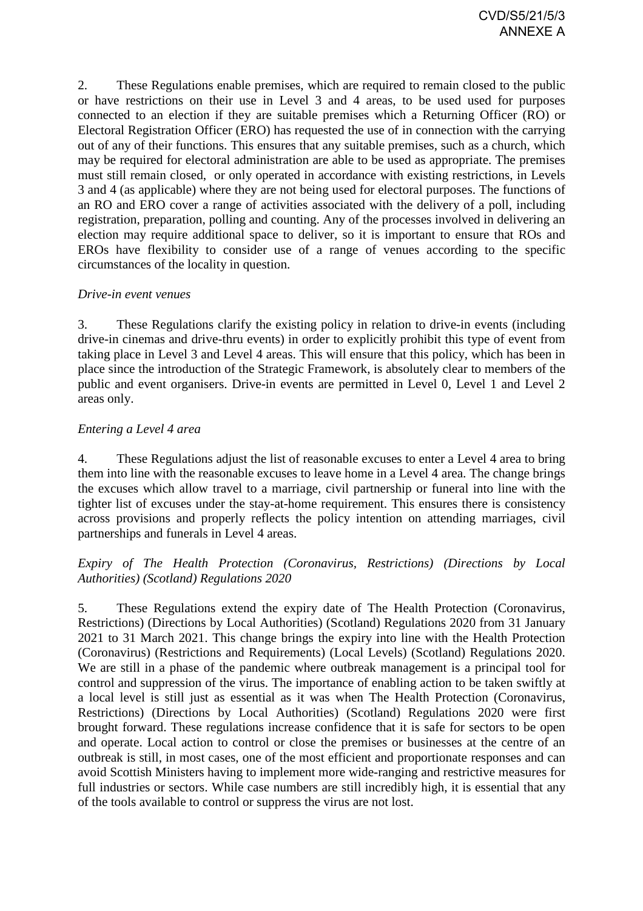2. These Regulations enable premises, which are required to remain closed to the public or have restrictions on their use in Level 3 and 4 areas, to be used used for purposes connected to an election if they are suitable premises which a Returning Officer (RO) or Electoral Registration Officer (ERO) has requested the use of in connection with the carrying out of any of their functions. This ensures that any suitable premises, such as a church, which may be required for electoral administration are able to be used as appropriate. The premises must still remain closed, or only operated in accordance with existing restrictions, in Levels 3 and 4 (as applicable) where they are not being used for electoral purposes. The functions of an RO and ERO cover a range of activities associated with the delivery of a poll, including registration, preparation, polling and counting. Any of the processes involved in delivering an election may require additional space to deliver, so it is important to ensure that ROs and EROs have flexibility to consider use of a range of venues according to the specific circumstances of the locality in question.

*Drive-in event venues*

3. These Regulations clarify the existing policy in relation to drive-in events (including drive-in cinemas and drive-thru events) in order to explicitly prohibit this type of event from taking place in Level 3 and Level 4 areas. This will ensure that this policy, which has been in place since the introduction of the Strategic Framework, is absolutely clear to members of the public and event organisers. Drive-in events are permitted in Level 0, Level 1 and Level 2 areas only.

*Entering a Level 4 area*

4. These Regulations adjust the list of reasonable excuses to enter a Level 4 area to bring them into line with the reasonable excuses to leave home in a Level 4 area. The change brings the excuses which allow travel to a marriage, civil partnership or funeral into line with the tighter list of excuses under the stay-at-home requirement. This ensures there is consistency across provisions and properly reflects the policy intention on attending marriages, civil partnerships and funerals in Level 4 areas.

*Expiry of The Health Protection (Coronavirus, Restrictions) (Directions by Local Authorities) (Scotland) Regulations 2020*

5. These Regulations extend the expiry date of The Health Protection (Coronavirus, Restrictions) (Directions by Local Authorities) (Scotland) Regulations 2020 from 31 January 2021 to 31 March 2021. This change brings the expiry into line with the Health Protection (Coronavirus) (Restrictions and Requirements) (Local Levels) (Scotland) Regulations 2020. We are still in a phase of the pandemic where outbreak management is a principal tool for control and suppression of the virus. The importance of enabling action to be taken swiftly at a local level is still just as essential as it was when The Health Protection (Coronavirus, Restrictions) (Directions by Local Authorities) (Scotland) Regulations 2020 were first brought forward. These regulations increase confidence that it is safe for sectors to be open and operate. Local action to control or close the premises or businesses at the centre of an outbreak is still, in most cases, one of the most efficient and proportionate responses and can avoid Scottish Ministers having to implement more wide-ranging and restrictive measures for full industries or sectors. While case numbers are still incredibly high, it is essential that any of the tools available to control or suppress the virus are not lost.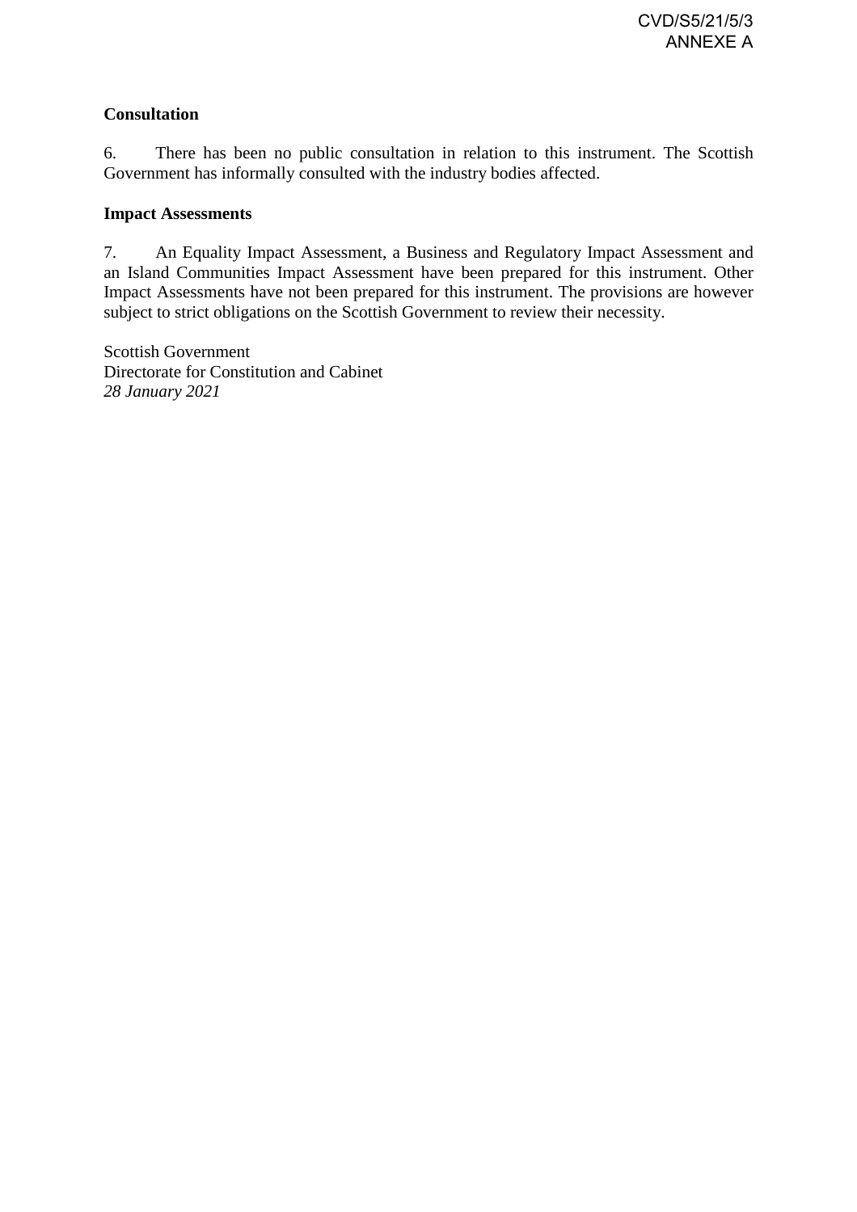**Consultation**

6. There has been no public consultation in relation to this instrument. The Scottish Government has informally consulted with the industry bodies affected.

**Impact Assessments**

7. An Equality Impact Assessment, a Business and Regulatory Impact Assessment and an Island Communities Impact Assessment have been prepared for this instrument. Other Impact Assessments have not been prepared for this instrument. The provisions are however subject to strict obligations on the Scottish Government to review their necessity.

Scottish Government
Directorate for Constitution and Cabinet
*28 January 2021*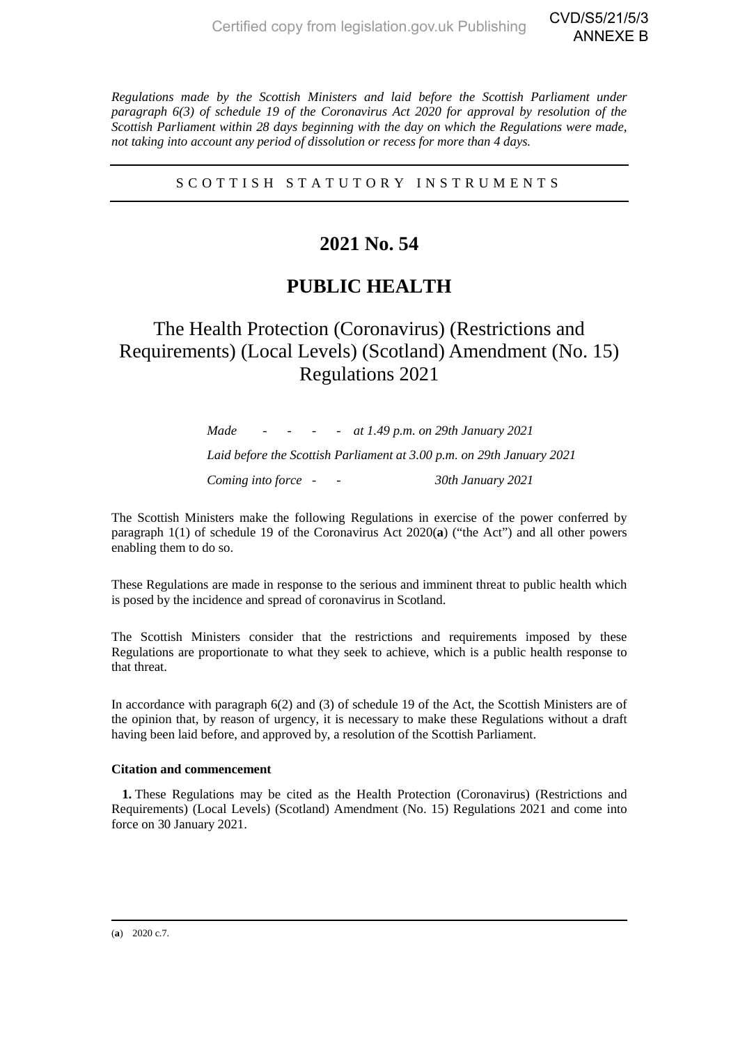*Regulations made by the Scottish Ministers and laid before the Scottish Parliament under paragraph 6(3) of schedule 19 of the Coronavirus Act 2020 for approval by resolution of the Scottish Parliament within 28 days beginning with the day on which the Regulations were made, not taking into account any period of dissolution or recess for more than 4 days.*

SCOTTISH STATUTORY INSTRUMENTS

# 2021 No. 54

# PUBLIC HEALTH

## The Health Protection (Coronavirus) (Restrictions and Requirements) (Local Levels) (Scotland) Amendment (No. 15) Regulations 2021

*Made - - - - at 1.49 p.m. on 29th January 2021*

*Laid before the Scottish Parliament at 3.00 p.m. on 29th January 2021*

*Coming into force - - 30th January 2021*

The Scottish Ministers make the following Regulations in exercise of the power conferred by paragraph 1(1) of schedule 19 of the Coronavirus Act 2020(**a**) ("the Act") and all other powers enabling them to do so.

These Regulations are made in response to the serious and imminent threat to public health which is posed by the incidence and spread of coronavirus in Scotland.

The Scottish Ministers consider that the restrictions and requirements imposed by these Regulations are proportionate to what they seek to achieve, which is a public health response to that threat.

In accordance with paragraph 6(2) and (3) of schedule 19 of the Act, the Scottish Ministers are of the opinion that, by reason of urgency, it is necessary to make these Regulations without a draft having been laid before, and approved by, a resolution of the Scottish Parliament.

**Citation and commencement**

**1.** These Regulations may be cited as the Health Protection (Coronavirus) (Restrictions and Requirements) (Local Levels) (Scotland) Amendment (No. 15) Regulations 2021 and come into force on 30 January 2021.

(**a**) 2020 c.7.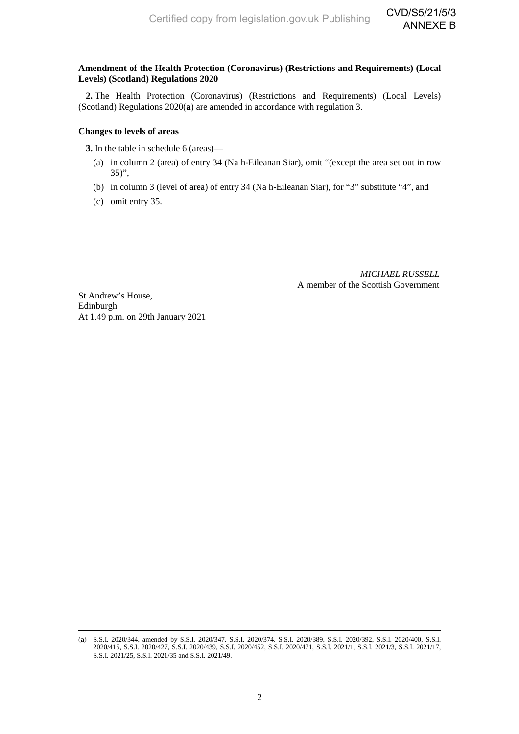**Amendment of the Health Protection (Coronavirus) (Restrictions and Requirements) (Local Levels) (Scotland) Regulations 2020**

**2.** The Health Protection (Coronavirus) (Restrictions and Requirements) (Local Levels) (Scotland) Regulations 2020(**a**) are amended in accordance with regulation 3.

**Changes to levels of areas**

**3.** In the table in schedule 6 (areas)—

(a) in column 2 (area) of entry 34 (Na h-Eileanan Siar), omit "(except the area set out in row 35)",

(b) in column 3 (level of area) of entry 34 (Na h-Eileanan Siar), for "3" substitute "4", and

(c) omit entry 35.

*MICHAEL RUSSELL*
A member of the Scottish Government

St Andrew's House,
Edinburgh
At 1.49 p.m. on 29th January 2021

(**a**) S.S.I. 2020/344, amended by S.S.I. 2020/347, S.S.I. 2020/374, S.S.I. 2020/389, S.S.I. 2020/392, S.S.I. 2020/400, S.S.I. 2020/415, S.S.I. 2020/427, S.S.I. 2020/439, S.S.I. 2020/452, S.S.I. 2020/471, S.S.I. 2021/1, S.S.I. 2021/3, S.S.I. 2021/17, S.S.I. 2021/25, S.S.I. 2021/35 and S.S.I. 2021/49.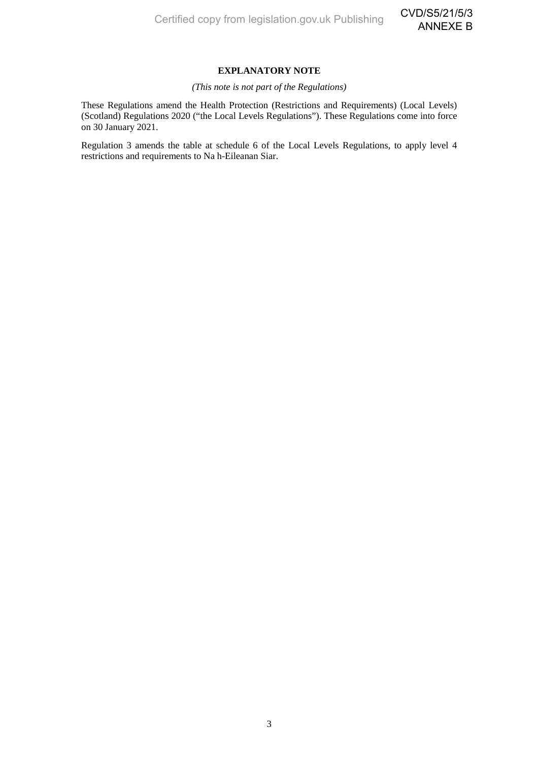## EXPLANATORY NOTE

*(This note is not part of the Regulations)*

These Regulations amend the Health Protection (Restrictions and Requirements) (Local Levels) (Scotland) Regulations 2020 ("the Local Levels Regulations"). These Regulations come into force on 30 January 2021.

Regulation 3 amends the table at schedule 6 of the Local Levels Regulations, to apply level 4 restrictions and requirements to Na h-Eileanan Siar.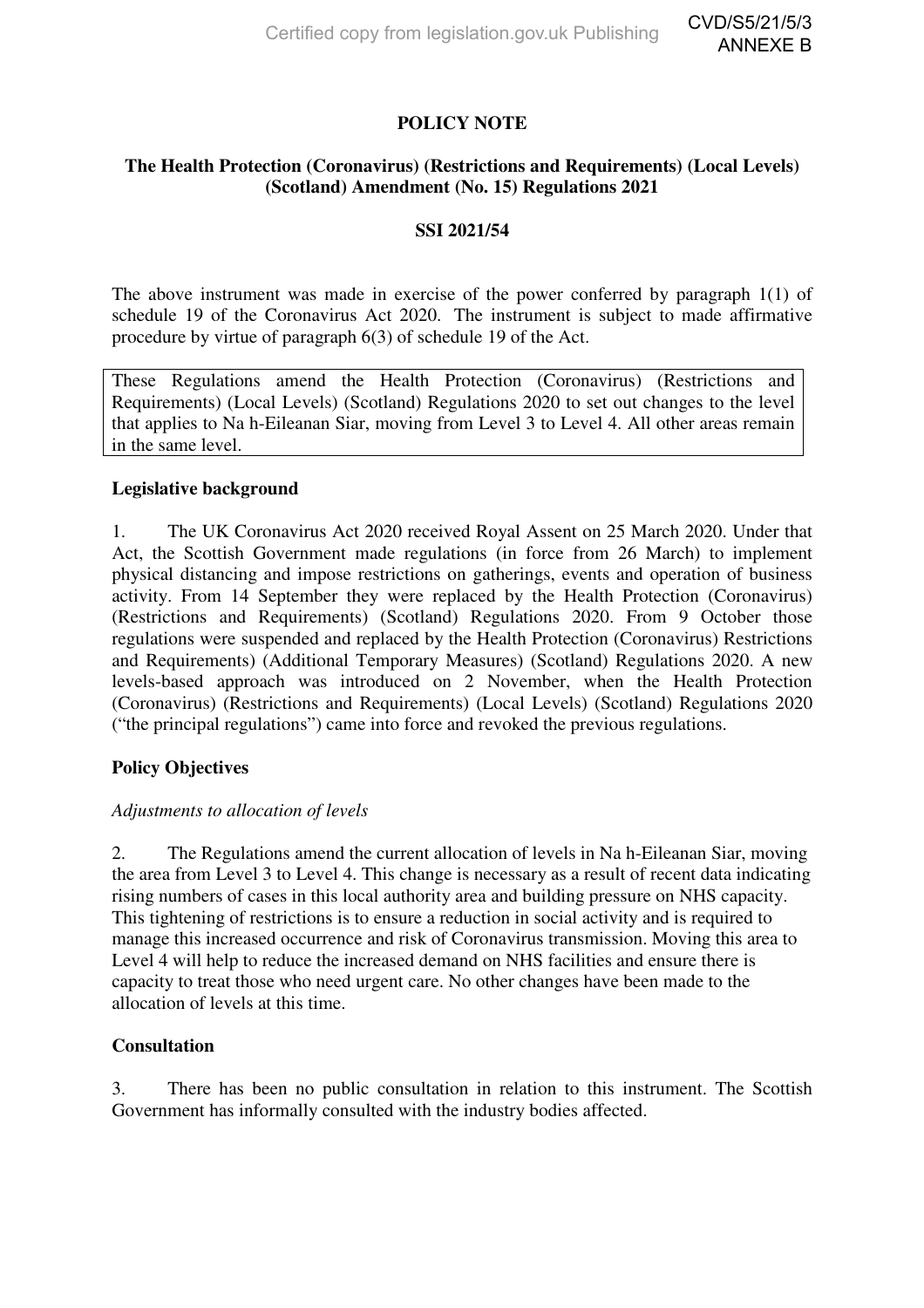# POLICY NOTE

## The Health Protection (Coronavirus) (Restrictions and Requirements) (Local Levels) (Scotland) Amendment (No. 15) Regulations 2021

### SSI 2021/54

The above instrument was made in exercise of the power conferred by paragraph 1(1) of schedule 19 of the Coronavirus Act 2020. The instrument is subject to made affirmative procedure by virtue of paragraph 6(3) of schedule 19 of the Act.

These Regulations amend the Health Protection (Coronavirus) (Restrictions and Requirements) (Local Levels) (Scotland) Regulations 2020 to set out changes to the level that applies to Na h-Eileanan Siar, moving from Level 3 to Level 4. All other areas remain in the same level.

**Legislative background**

1. The UK Coronavirus Act 2020 received Royal Assent on 25 March 2020. Under that Act, the Scottish Government made regulations (in force from 26 March) to implement physical distancing and impose restrictions on gatherings, events and operation of business activity. From 14 September they were replaced by the Health Protection (Coronavirus) (Restrictions and Requirements) (Scotland) Regulations 2020. From 9 October those regulations were suspended and replaced by the Health Protection (Coronavirus) Restrictions and Requirements) (Additional Temporary Measures) (Scotland) Regulations 2020. A new levels-based approach was introduced on 2 November, when the Health Protection (Coronavirus) (Restrictions and Requirements) (Local Levels) (Scotland) Regulations 2020 ("the principal regulations") came into force and revoked the previous regulations.

**Policy Objectives**

*Adjustments to allocation of levels*

2. The Regulations amend the current allocation of levels in Na h-Eileanan Siar, moving the area from Level 3 to Level 4. This change is necessary as a result of recent data indicating rising numbers of cases in this local authority area and building pressure on NHS capacity. This tightening of restrictions is to ensure a reduction in social activity and is required to manage this increased occurrence and risk of Coronavirus transmission. Moving this area to Level 4 will help to reduce the increased demand on NHS facilities and ensure there is capacity to treat those who need urgent care. No other changes have been made to the allocation of levels at this time.

**Consultation**

3. There has been no public consultation in relation to this instrument. The Scottish Government has informally consulted with the industry bodies affected.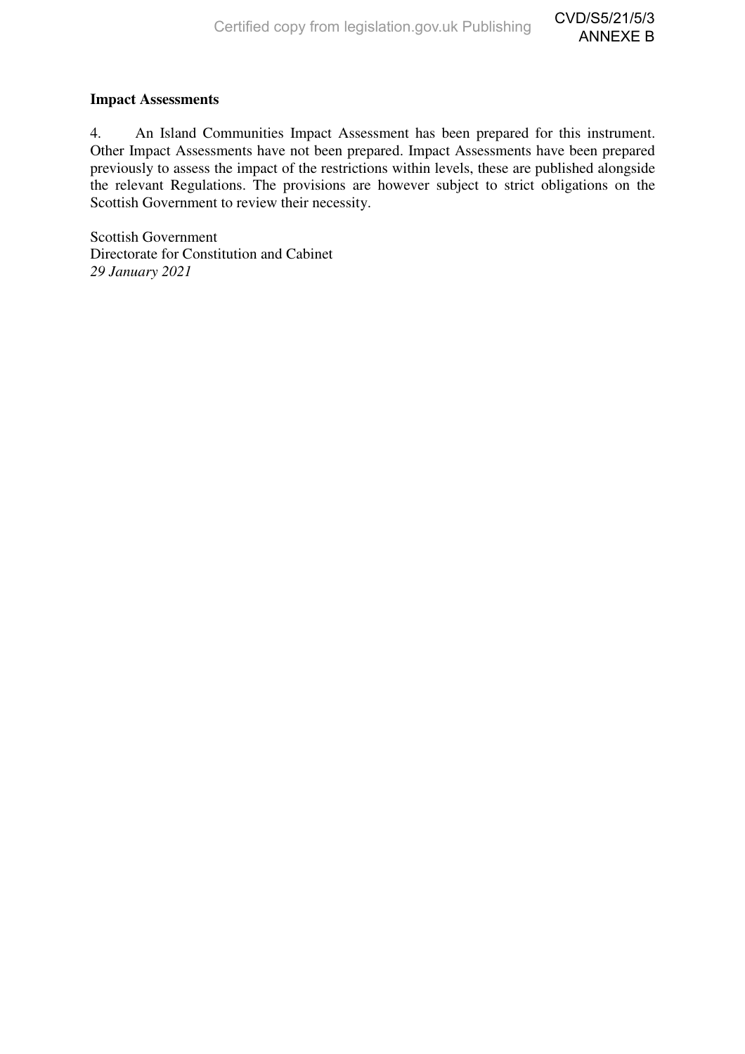**Impact Assessments**

4. An Island Communities Impact Assessment has been prepared for this instrument. Other Impact Assessments have not been prepared. Impact Assessments have been prepared previously to assess the impact of the restrictions within levels, these are published alongside the relevant Regulations. The provisions are however subject to strict obligations on the Scottish Government to review their necessity.

Scottish Government
Directorate for Constitution and Cabinet
*29 January 2021*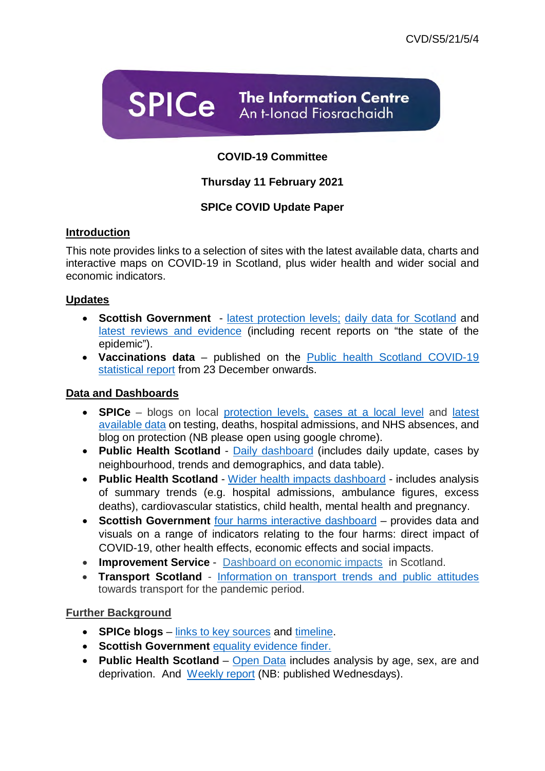CVD/S5/21/5/4

SPICe The Information Centre
An t-Ionad Fiosrachaidh

**COVID-19 Committee**

**Thursday 11 February 2021**

**SPICe COVID Update Paper**

## Introduction

This note provides links to a selection of sites with the latest available data, charts and interactive maps on COVID-19 in Scotland, plus wider health and wider social and economic indicators.

## Updates

- **Scottish Government** - latest protection levels; daily data for Scotland and latest reviews and evidence (including recent reports on "the state of the epidemic").
- **Vaccinations data** – published on the Public health Scotland COVID-19 statistical report from 23 December onwards.

## Data and Dashboards

- **SPICe** – blogs on local protection levels, cases at a local level and latest available data on testing, deaths, hospital admissions, and NHS absences, and blog on protection (NB please open using google chrome).
- **Public Health Scotland** - Daily dashboard (includes daily update, cases by neighbourhood, trends and demographics, and data table).
- **Public Health Scotland** - Wider health impacts dashboard - includes analysis of summary trends (e.g. hospital admissions, ambulance figures, excess deaths), cardiovascular statistics, child health, mental health and pregnancy.
- **Scottish Government** four harms interactive dashboard – provides data and visuals on a range of indicators relating to the four harms: direct impact of COVID-19, other health effects, economic effects and social impacts.
- **Improvement Service** - Dashboard on economic impacts in Scotland.
- **Transport Scotland** - Information on transport trends and public attitudes towards transport for the pandemic period.

## Further Background

- **SPICe blogs** – links to key sources and timeline.
- **Scottish Government** equality evidence finder.
- **Public Health Scotland** – Open Data includes analysis by age, sex, are and deprivation. And Weekly report (NB: published Wednesdays).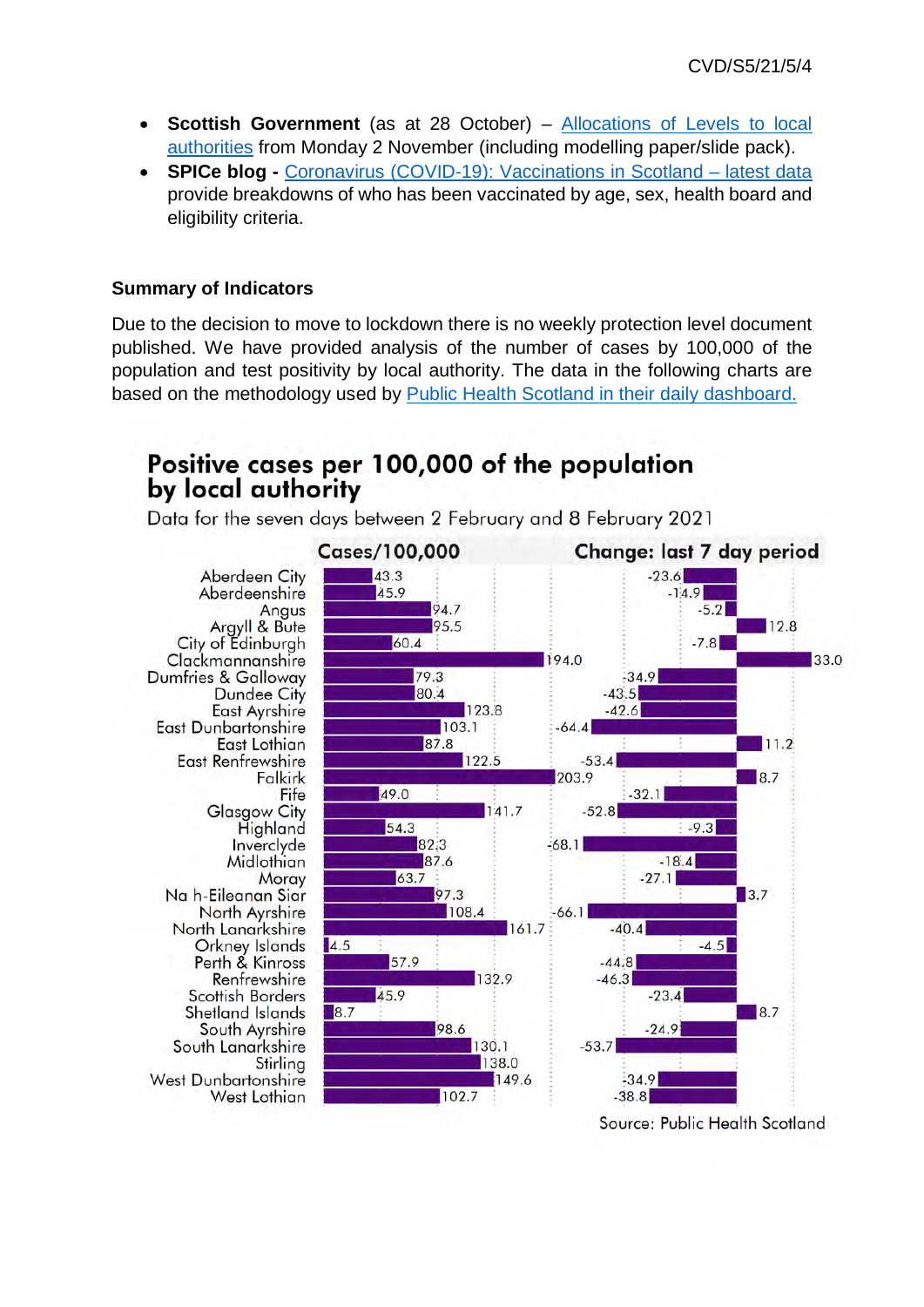- **Scottish Government** (as at 28 October) – Allocations of Levels to local authorities from Monday 2 November (including modelling paper/slide pack).
- **SPICe blog -** Coronavirus (COVID-19): Vaccinations in Scotland – latest data provide breakdowns of who has been vaccinated by age, sex, health board and eligibility criteria.

### Summary of Indicators

Due to the decision to move to lockdown there is no weekly protection level document published. We have provided analysis of the number of cases by 100,000 of the population and test positivity by local authority. The data in the following charts are based on the methodology used by Public Health Scotland in their daily dashboard.

**Positive cases per 100,000 of the population by local authority**

Data for the seven days between 2 February and 8 February 2021

| Local authority | Cases/100,000 | Change: last 7 day period |
|---|---|---|
| Aberdeen City | 43.3 | -23.6 |
| Aberdeenshire | 45.9 | -14.9 |
| Angus | 94.7 | -5.2 |
| Argyll & Bute | 95.5 | 12.8 |
| City of Edinburgh | 60.4 | -7.8 |
| Clackmannanshire | 194.0 | 33.0 |
| Dumfries & Galloway | 79.3 | -34.9 |
| Dundee City | 80.4 | -43.5 |
| East Ayrshire | 123.8 | -42.6 |
| East Dunbartonshire | 103.1 | -64.4 |
| East Lothian | 87.8 | 11.2 |
| East Renfrewshire | 122.5 | -53.4 |
| Falkirk | 203.9 | 8.7 |
| Fife | 49.0 | -32.1 |
| Glasgow City | 141.7 | -52.8 |
| Highland | 54.3 | -9.3 |
| Inverclyde | 82.3 | -68.1 |
| Midlothian | 87.6 | -18.4 |
| Moray | 63.7 | -27.1 |
| Na h-Eileanan Siar | 97.3 | 3.7 |
| North Ayrshire | 108.4 | -66.1 |
| North Lanarkshire | 161.7 | -40.4 |
| Orkney Islands | 4.5 | -4.5 |
| Perth & Kinross | 57.9 | -44.8 |
| Renfrewshire | 132.9 | -46.3 |
| Scottish Borders | 45.9 | -23.4 |
| Shetland Islands | 8.7 | 8.7 |
| South Ayrshire | 98.6 | -24.9 |
| South Lanarkshire | 130.1 | -53.7 |
| Stirling | 138.0 | |
| West Dunbartonshire | 149.6 | -34.9 |
| West Lothian | 102.7 | -38.8 |

Source: Public Health Scotland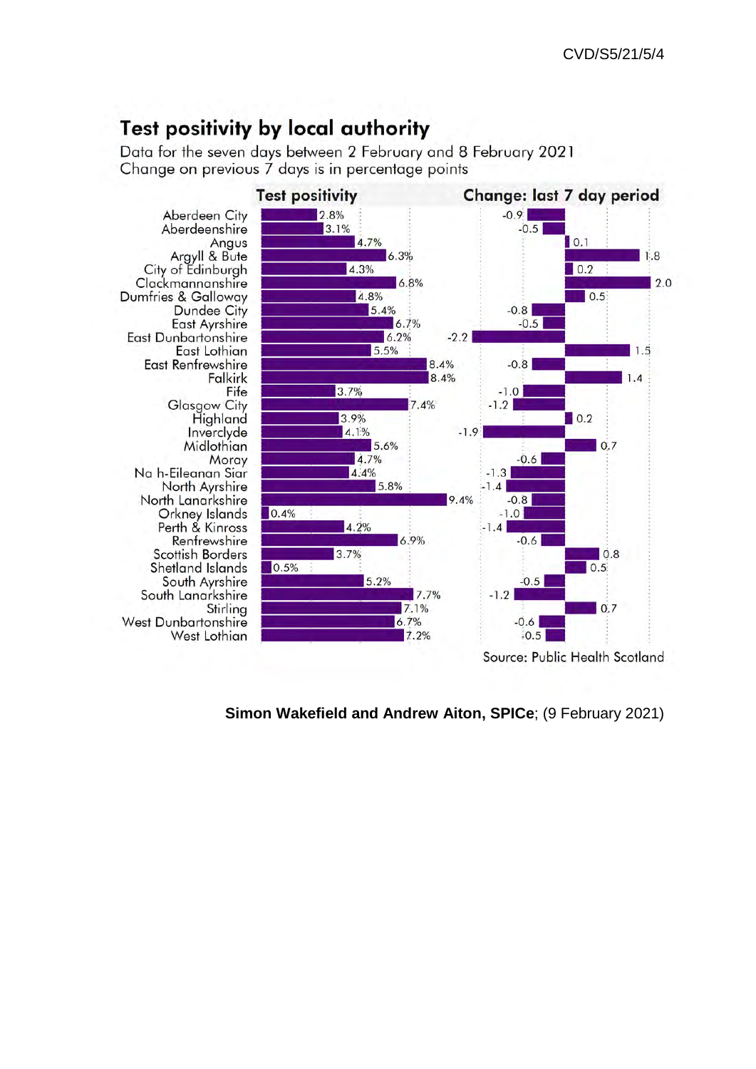## Test positivity by local authority

Data for the seven days between 2 February and 8 February 2021
Change on previous 7 days is in percentage points

Test positivity

Change: last 7 day period

Aberdeen City 2.8% -0.9
Aberdeenshire 3.1% -0.5
Angus 4.7% 0.1
Argyll & Bute 6.3% 1.8
City of Edinburgh 4.3% 0.2
Clackmannanshire 6.8% 2.0
Dumfries & Galloway 4.8% 0.5
Dundee City 5.4% -0.8
East Ayrshire 6.7% -0.5
East Dunbartonshire 6.2% -2.2
East Lothian 5.5% 1.5
East Renfrewshire 8.4% -0.8
Falkirk 8.4% 1.4
Fife 3.7% -1.0
Glasgow City 7.4% -1.2
Highland 3.9% 0.2
Inverclyde 4.1% -1.9
Midlothian 5.6% 0.7
Moray 4.7% -0.6
Na h-Eileanan Siar 4.4% -1.3
North Ayrshire 5.8% -1.4
North Lanarkshire 9.4% -0.8
Orkney Islands 0.4% -1.0
Perth & Kinross 4.2% -1.4
Renfrewshire 6.9% -0.6
Scottish Borders 3.7% 0.8
Shetland Islands 0.5% 0.5
South Ayrshire 5.2% -0.5
South Lanarkshire 7.7% -1.2
Stirling 7.1% 0.7
West Dunbartonshire 6.7% -0.6
West Lothian 7.2% -0.5

Source: Public Health Scotland

**Simon Wakefield and Andrew Aiton, SPICe**; (9 February 2021)